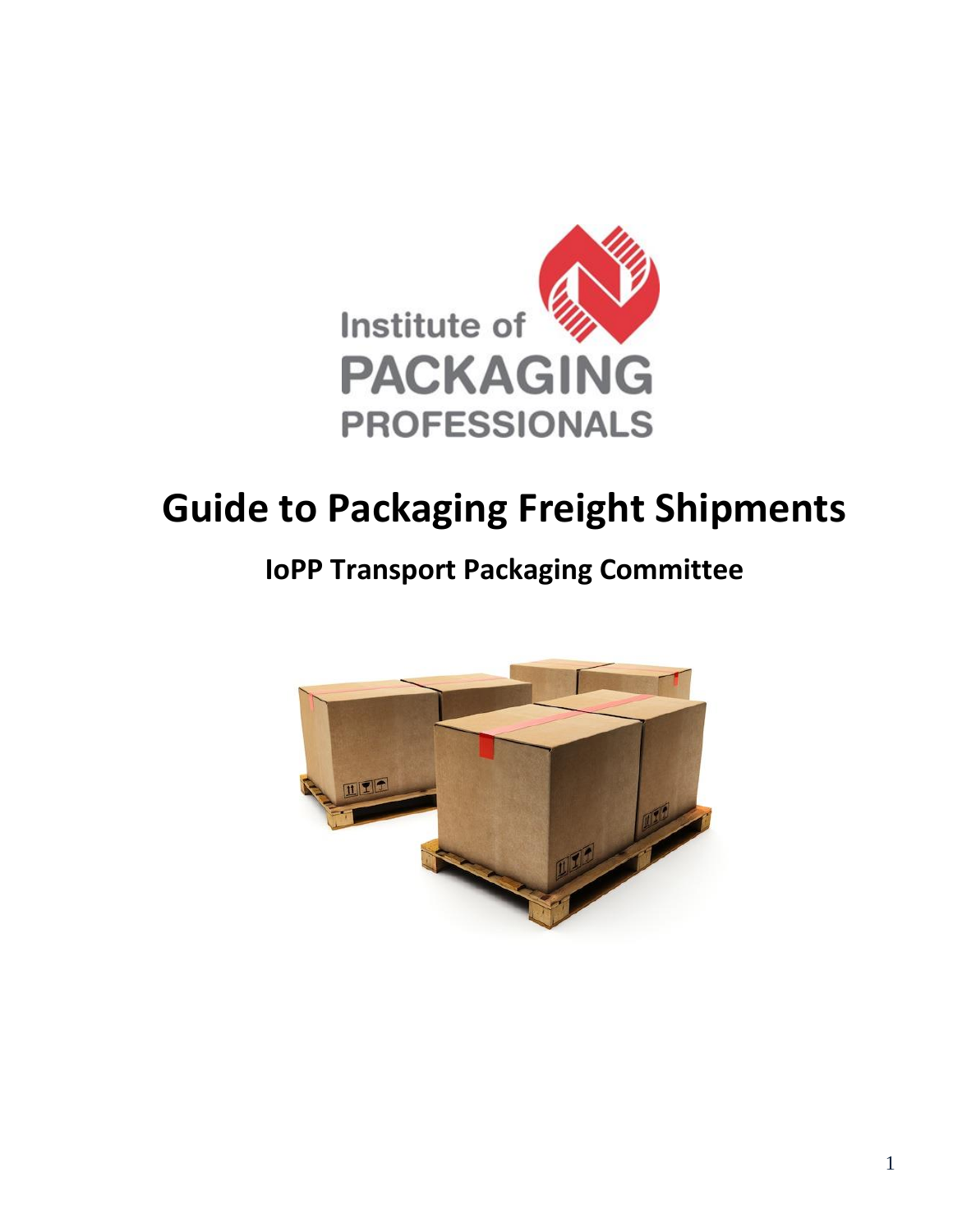Institute of PACKAGING PROFESSIONALS

# Guide to Packaging Freight Shipments

## IoPP Transport Packaging Committee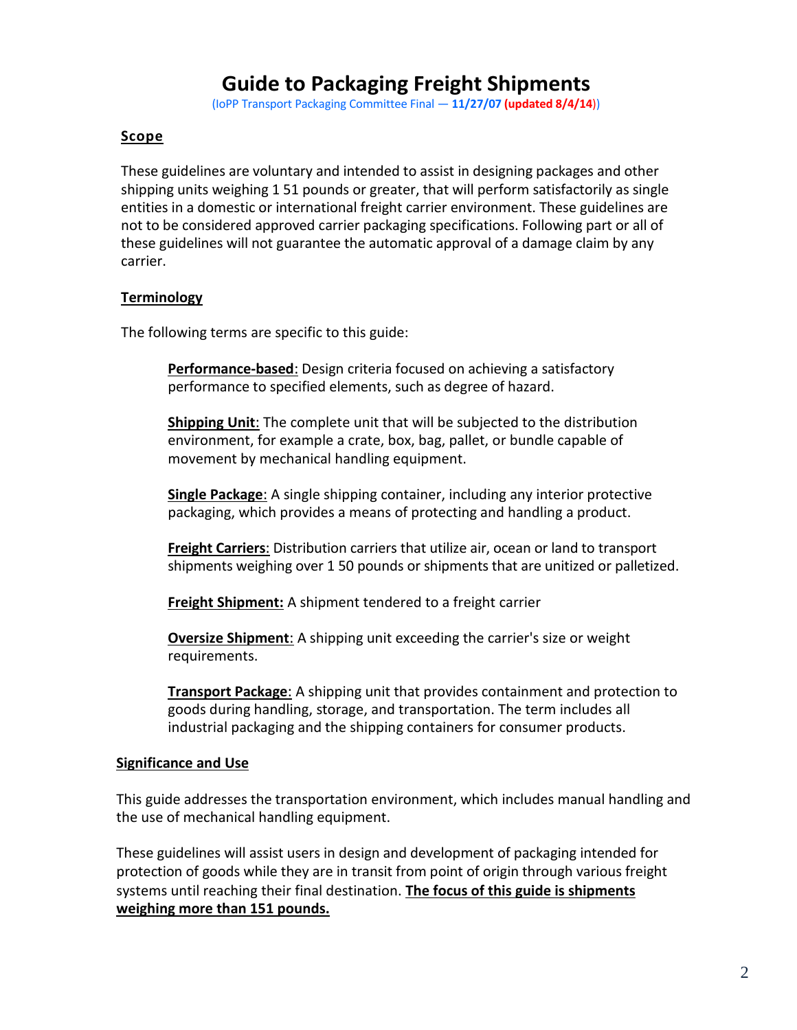# Guide to Packaging Freight Shipments

(IoPP Transport Packaging Committee Final — **11/27/07** **(updated 8/4/14)**)

## Scope

These guidelines are voluntary and intended to assist in designing packages and other shipping units weighing 1 51 pounds or greater, that will perform satisfactorily as single entities in a domestic or international freight carrier environment. These guidelines are not to be considered approved carrier packaging specifications. Following part or all of these guidelines will not guarantee the automatic approval of a damage claim by any carrier.

## Terminology

The following terms are specific to this guide:

**Performance-based**: Design criteria focused on achieving a satisfactory performance to specified elements, such as degree of hazard.

**Shipping Unit**: The complete unit that will be subjected to the distribution environment, for example a crate, box, bag, pallet, or bundle capable of movement by mechanical handling equipment.

**Single Package**: A single shipping container, including any interior protective packaging, which provides a means of protecting and handling a product.

**Freight Carriers**: Distribution carriers that utilize air, ocean or land to transport shipments weighing over 1 50 pounds or shipments that are unitized or palletized.

**Freight Shipment:** A shipment tendered to a freight carrier

**Oversize Shipment**: A shipping unit exceeding the carrier's size or weight requirements.

**Transport Package**: A shipping unit that provides containment and protection to goods during handling, storage, and transportation. The term includes all industrial packaging and the shipping containers for consumer products.

## Significance and Use

This guide addresses the transportation environment, which includes manual handling and the use of mechanical handling equipment.

These guidelines will assist users in design and development of packaging intended for protection of goods while they are in transit from point of origin through various freight systems until reaching their final destination. **The focus of this guide is shipments weighing more than 151 pounds.**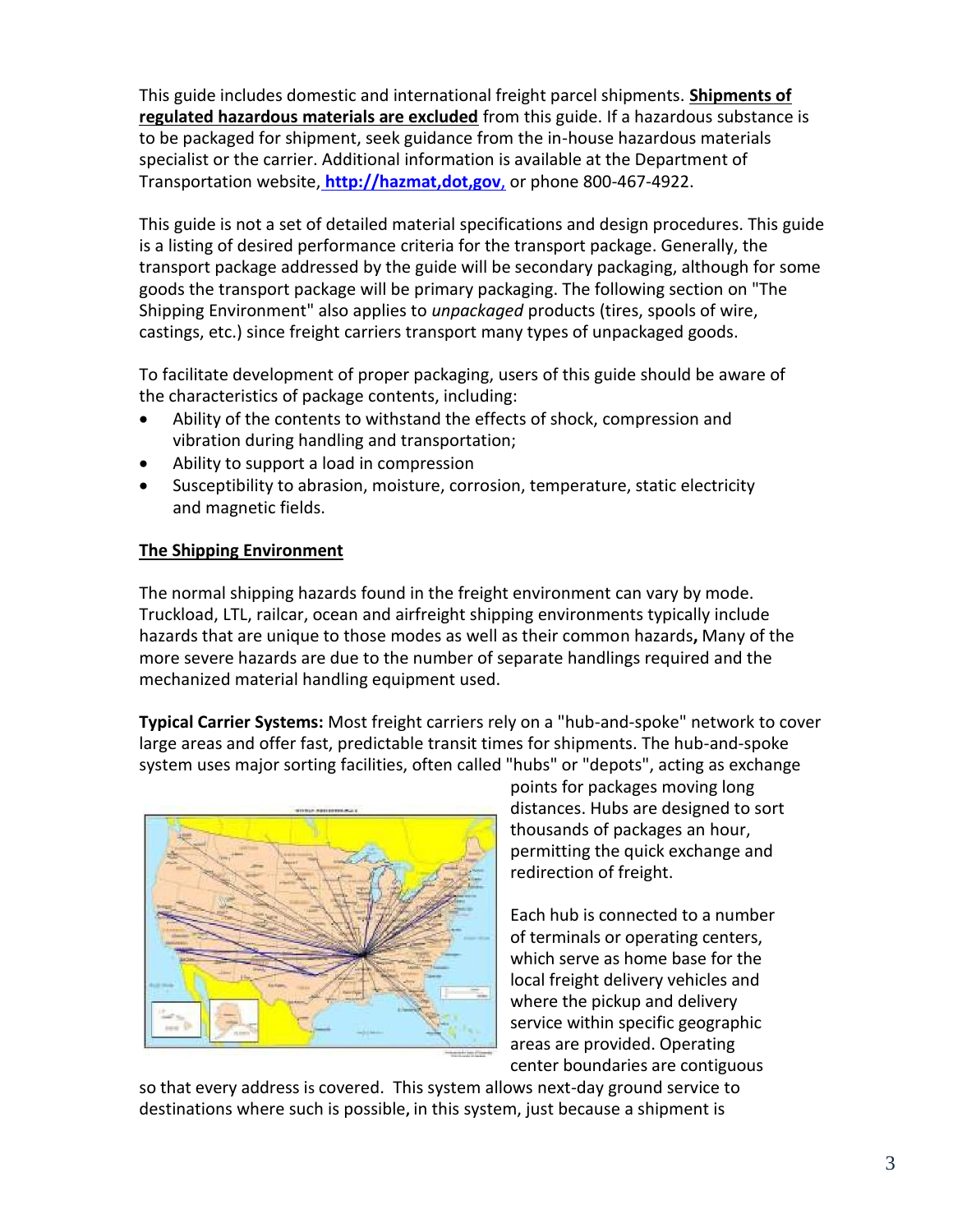This guide includes domestic and international freight parcel shipments. **Shipments of regulated hazardous materials are excluded** from this guide. If a hazardous substance is to be packaged for shipment, seek guidance from the in-house hazardous materials specialist or the carrier. Additional information is available at the Department of Transportation website, **http://hazmat,dot,gov**, or phone 800-467-4922.

This guide is not a set of detailed material specifications and design procedures. This guide is a listing of desired performance criteria for the transport package. Generally, the transport package addressed by the guide will be secondary packaging, although for some goods the transport package will be primary packaging. The following section on "The Shipping Environment" also applies to *unpackaged* products (tires, spools of wire, castings, etc.) since freight carriers transport many types of unpackaged goods.

To facilitate development of proper packaging, users of this guide should be aware of the characteristics of package contents, including:

- Ability of the contents to withstand the effects of shock, compression and vibration during handling and transportation;
- Ability to support a load in compression
- Susceptibility to abrasion, moisture, corrosion, temperature, static electricity and magnetic fields.

## The Shipping Environment

The normal shipping hazards found in the freight environment can vary by mode. Truckload, LTL, railcar, ocean and airfreight shipping environments typically include hazards that are unique to those modes as well as their common hazards**,** Many of the more severe hazards are due to the number of separate handlings required and the mechanized material handling equipment used.

**Typical Carrier Systems:** Most freight carriers rely on a "hub-and-spoke" network to cover large areas and offer fast, predictable transit times for shipments. The hub-and-spoke system uses major sorting facilities, often called "hubs" or "depots", acting as exchange points for packages moving long distances. Hubs are designed to sort thousands of packages an hour, permitting the quick exchange and redirection of freight.

Each hub is connected to a number of terminals or operating centers, which serve as home base for the local freight delivery vehicles and where the pickup and delivery service within specific geographic areas are provided. Operating center boundaries are contiguous so that every address is covered. This system allows next-day ground service to destinations where such is possible, in this system, just because a shipment is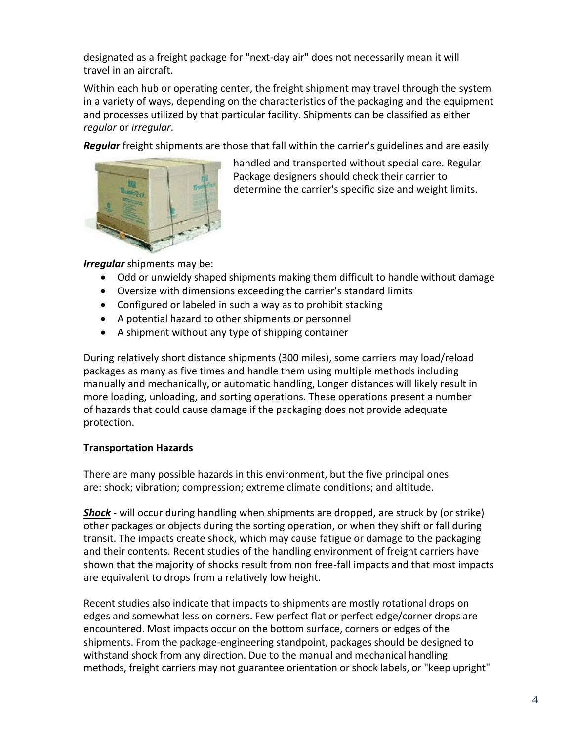designated as a freight package for "next-day air" does not necessarily mean it will travel in an aircraft.

Within each hub or operating center, the freight shipment may travel through the system in a variety of ways, depending on the characteristics of the packaging and the equipment and processes utilized by that particular facility. Shipments can be classified as either *regular* or *irregular*.

***Regular*** freight shipments are those that fall within the carrier's guidelines and are easily handled and transported without special care. Regular Package designers should check their carrier to determine the carrier's specific size and weight limits.

***Irregular*** shipments may be:

- Odd or unwieldy shaped shipments making them difficult to handle without damage
- Oversize with dimensions exceeding the carrier's standard limits
- Configured or labeled in such a way as to prohibit stacking
- A potential hazard to other shipments or personnel
- A shipment without any type of shipping container

During relatively short distance shipments (300 miles), some carriers may load/reload packages as many as five times and handle them using multiple methods including manually and mechanically, or automatic handling, Longer distances will likely result in more loading, unloading, and sorting operations. These operations present a number of hazards that could cause damage if the packaging does not provide adequate protection.

**Transportation Hazards**

There are many possible hazards in this environment, but the five principal ones are: shock; vibration; compression; extreme climate conditions; and altitude.

***Shock*** - will occur during handling when shipments are dropped, are struck by (or strike) other packages or objects during the sorting operation, or when they shift or fall during transit. The impacts create shock, which may cause fatigue or damage to the packaging and their contents. Recent studies of the handling environment of freight carriers have shown that the majority of shocks result from non free-fall impacts and that most impacts are equivalent to drops from a relatively low height.

Recent studies also indicate that impacts to shipments are mostly rotational drops on edges and somewhat less on corners. Few perfect flat or perfect edge/corner drops are encountered. Most impacts occur on the bottom surface, corners or edges of the shipments. From the package-engineering standpoint, packages should be designed to withstand shock from any direction. Due to the manual and mechanical handling methods, freight carriers may not guarantee orientation or shock labels, or "keep upright"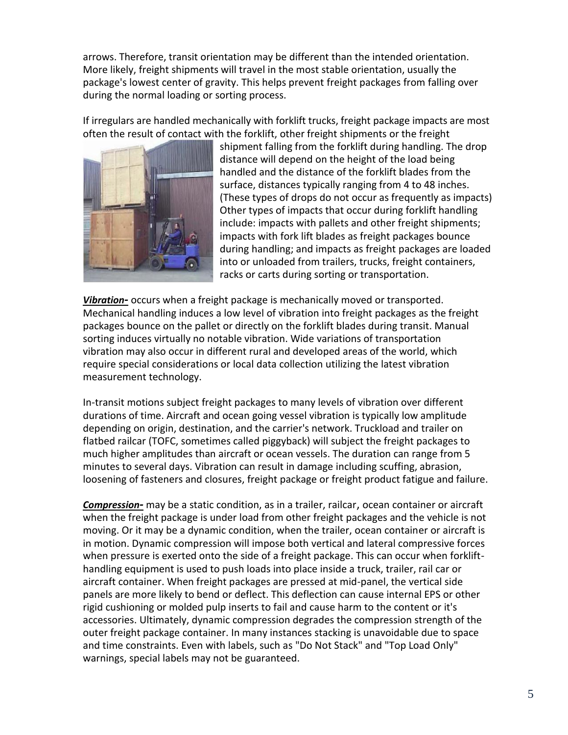arrows. Therefore, transit orientation may be different than the intended orientation. More likely, freight shipments will travel in the most stable orientation, usually the package's lowest center of gravity. This helps prevent freight packages from falling over during the normal loading or sorting process.

If irregulars are handled mechanically with forklift trucks, freight package impacts are most often the result of contact with the forklift, other freight shipments or the freight shipment falling from the forklift during handling. The drop distance will depend on the height of the load being handled and the distance of the forklift blades from the surface, distances typically ranging from 4 to 48 inches. (These types of drops do not occur as frequently as impacts) Other types of impacts that occur during forklift handling include: impacts with pallets and other freight shipments; impacts with fork lift blades as freight packages bounce during handling; and impacts as freight packages are loaded into or unloaded from trailers, trucks, freight containers, racks or carts during sorting or transportation.

***<u>Vibration-</u>*** occurs when a freight package is mechanically moved or transported. Mechanical handling induces a low level of vibration into freight packages as the freight packages bounce on the pallet or directly on the forklift blades during transit. Manual sorting induces virtually no notable vibration. Wide variations of transportation vibration may also occur in different rural and developed areas of the world, which require special considerations or local data collection utilizing the latest vibration measurement technology.

In-transit motions subject freight packages to many levels of vibration over different durations of time. Aircraft and ocean going vessel vibration is typically low amplitude depending on origin, destination, and the carrier's network. Truckload and trailer on flatbed railcar (TOFC, sometimes called piggyback) will subject the freight packages to much higher amplitudes than aircraft or ocean vessels. The duration can range from 5 minutes to several days. Vibration can result in damage including scuffing, abrasion, loosening of fasteners and closures, freight package or freight product fatigue and failure.

***<u>Compression-</u>*** may be a static condition, as in a trailer, railcar, ocean container or aircraft when the freight package is under load from other freight packages and the vehicle is not moving. Or it may be a dynamic condition, when the trailer, ocean container or aircraft is in motion. Dynamic compression will impose both vertical and lateral compressive forces when pressure is exerted onto the side of a freight package. This can occur when forklift-handling equipment is used to push loads into place inside a truck, trailer, rail car or aircraft container. When freight packages are pressed at mid-panel, the vertical side panels are more likely to bend or deflect. This deflection can cause internal EPS or other rigid cushioning or molded pulp inserts to fail and cause harm to the content or it's accessories. Ultimately, dynamic compression degrades the compression strength of the outer freight package container. In many instances stacking is unavoidable due to space and time constraints. Even with labels, such as "Do Not Stack" and "Top Load Only" warnings, special labels may not be guaranteed.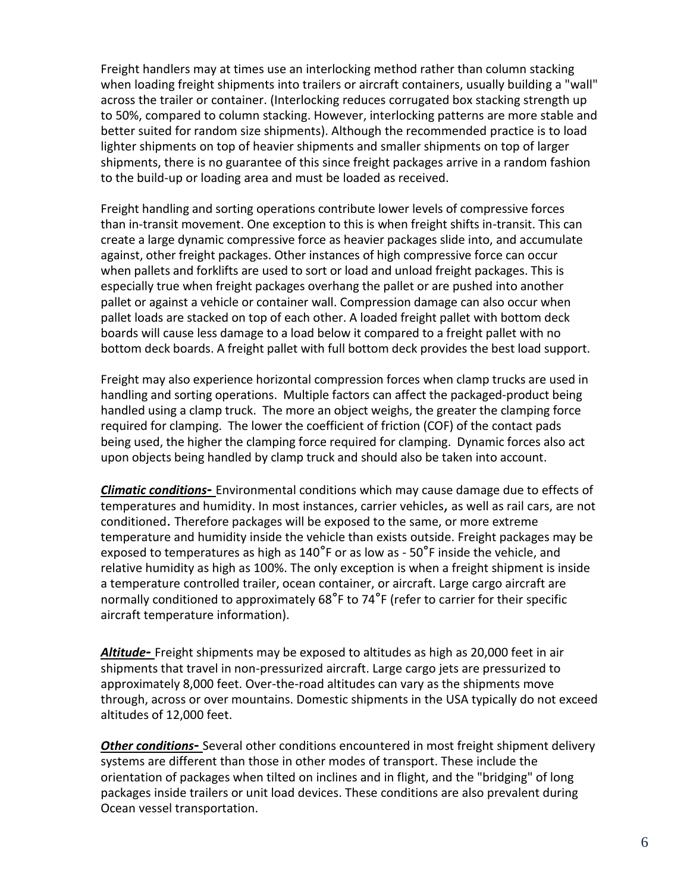Freight handlers may at times use an interlocking method rather than column stacking when loading freight shipments into trailers or aircraft containers, usually building a "wall" across the trailer or container. (Interlocking reduces corrugated box stacking strength up to 50%, compared to column stacking. However, interlocking patterns are more stable and better suited for random size shipments). Although the recommended practice is to load lighter shipments on top of heavier shipments and smaller shipments on top of larger shipments, there is no guarantee of this since freight packages arrive in a random fashion to the build-up or loading area and must be loaded as received.

Freight handling and sorting operations contribute lower levels of compressive forces than in-transit movement. One exception to this is when freight shifts in-transit. This can create a large dynamic compressive force as heavier packages slide into, and accumulate against, other freight packages. Other instances of high compressive force can occur when pallets and forklifts are used to sort or load and unload freight packages. This is especially true when freight packages overhang the pallet or are pushed into another pallet or against a vehicle or container wall. Compression damage can also occur when pallet loads are stacked on top of each other. A loaded freight pallet with bottom deck boards will cause less damage to a load below it compared to a freight pallet with no bottom deck boards. A freight pallet with full bottom deck provides the best load support.

Freight may also experience horizontal compression forces when clamp trucks are used in handling and sorting operations. Multiple factors can affect the packaged-product being handled using a clamp truck. The more an object weighs, the greater the clamping force required for clamping. The lower the coefficient of friction (COF) of the contact pads being used, the higher the clamping force required for clamping. Dynamic forces also act upon objects being handled by clamp truck and should also be taken into account.

***Climatic conditions-*** Environmental conditions which may cause damage due to effects of temperatures and humidity. In most instances, carrier vehicles, as well as rail cars, are not conditioned. Therefore packages will be exposed to the same, or more extreme temperature and humidity inside the vehicle than exists outside. Freight packages may be exposed to temperatures as high as 140˚F or as low as - 50˚F inside the vehicle, and relative humidity as high as 100%. The only exception is when a freight shipment is inside a temperature controlled trailer, ocean container, or aircraft. Large cargo aircraft are normally conditioned to approximately 68˚F to 74˚F (refer to carrier for their specific aircraft temperature information).

***Altitude-*** Freight shipments may be exposed to altitudes as high as 20,000 feet in air shipments that travel in non-pressurized aircraft. Large cargo jets are pressurized to approximately 8,000 feet. Over-the-road altitudes can vary as the shipments move through, across or over mountains. Domestic shipments in the USA typically do not exceed altitudes of 12,000 feet.

***Other conditions-*** Several other conditions encountered in most freight shipment delivery systems are different than those in other modes of transport. These include the orientation of packages when tilted on inclines and in flight, and the "bridging" of long packages inside trailers or unit load devices. These conditions are also prevalent during Ocean vessel transportation.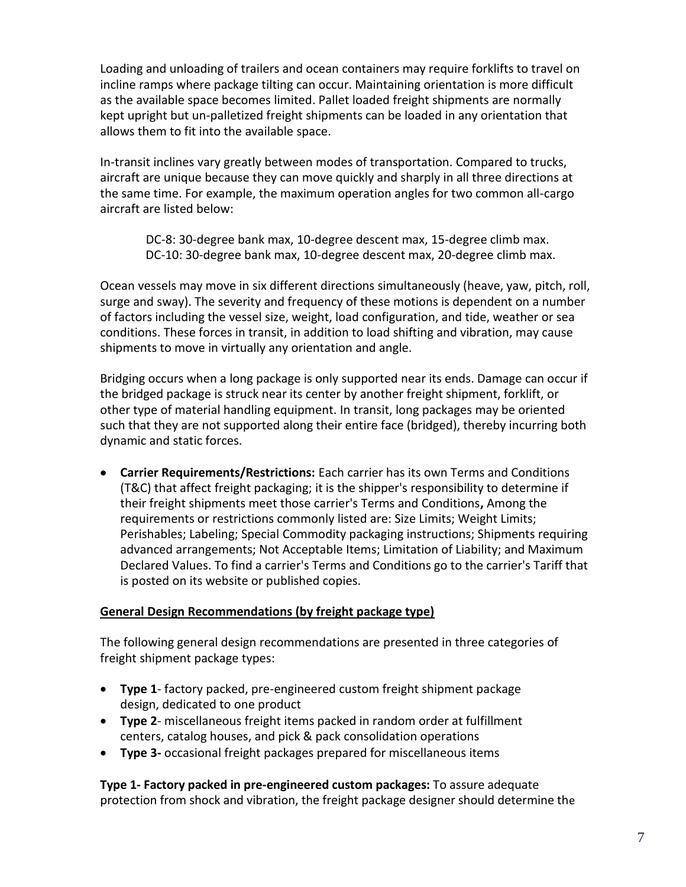Loading and unloading of trailers and ocean containers may require forklifts to travel on incline ramps where package tilting can occur. Maintaining orientation is more difficult as the available space becomes limited. Pallet loaded freight shipments are normally kept upright but un-palletized freight shipments can be loaded in any orientation that allows them to fit into the available space.

In-transit inclines vary greatly between modes of transportation. Compared to trucks, aircraft are unique because they can move quickly and sharply in all three directions at the same time. For example, the maximum operation angles for two common all-cargo aircraft are listed below:

> DC-8: 30-degree bank max, 10-degree descent max, 15-degree climb max.
> DC-10: 30-degree bank max, 10-degree descent max, 20-degree climb max.

Ocean vessels may move in six different directions simultaneously (heave, yaw, pitch, roll, surge and sway). The severity and frequency of these motions is dependent on a number of factors including the vessel size, weight, load configuration, and tide, weather or sea conditions. These forces in transit, in addition to load shifting and vibration, may cause shipments to move in virtually any orientation and angle.

Bridging occurs when a long package is only supported near its ends. Damage can occur if the bridged package is struck near its center by another freight shipment, forklift, or other type of material handling equipment. In transit, long packages may be oriented such that they are not supported along their entire face (bridged), thereby incurring both dynamic and static forces.

- **Carrier Requirements/Restrictions:** Each carrier has its own Terms and Conditions (T&C) that affect freight packaging; it is the shipper's responsibility to determine if their freight shipments meet those carrier's Terms and Conditions**,** Among the requirements or restrictions commonly listed are: Size Limits; Weight Limits; Perishables; Labeling; Special Commodity packaging instructions; Shipments requiring advanced arrangements; Not Acceptable Items; Limitation of Liability; and Maximum Declared Values. To find a carrier's Terms and Conditions go to the carrier's Tariff that is posted on its website or published copies.

## General Design Recommendations (by freight package type)

The following general design recommendations are presented in three categories of freight shipment package types:

- **Type 1**- factory packed, pre-engineered custom freight shipment package design, dedicated to one product
- **Type 2**- miscellaneous freight items packed in random order at fulfillment centers, catalog houses, and pick & pack consolidation operations
- **Type 3-** occasional freight packages prepared for miscellaneous items

**Type 1- Factory packed in pre-engineered custom packages:** To assure adequate protection from shock and vibration, the freight package designer should determine the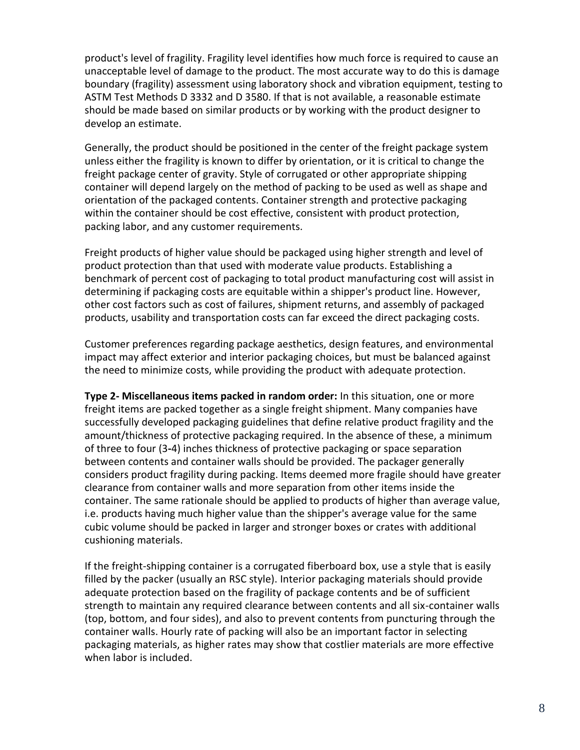product's level of fragility. Fragility level identifies how much force is required to cause an unacceptable level of damage to the product. The most accurate way to do this is damage boundary (fragility) assessment using laboratory shock and vibration equipment, testing to ASTM Test Methods D 3332 and D 3580. If that is not available, a reasonable estimate should be made based on similar products or by working with the product designer to develop an estimate.

Generally, the product should be positioned in the center of the freight package system unless either the fragility is known to differ by orientation, or it is critical to change the freight package center of gravity. Style of corrugated or other appropriate shipping container will depend largely on the method of packing to be used as well as shape and orientation of the packaged contents. Container strength and protective packaging within the container should be cost effective, consistent with product protection, packing labor, and any customer requirements.

Freight products of higher value should be packaged using higher strength and level of product protection than that used with moderate value products. Establishing a benchmark of percent cost of packaging to total product manufacturing cost will assist in determining if packaging costs are equitable within a shipper's product line. However, other cost factors such as cost of failures, shipment returns, and assembly of packaged products, usability and transportation costs can far exceed the direct packaging costs.

Customer preferences regarding package aesthetics, design features, and environmental impact may affect exterior and interior packaging choices, but must be balanced against the need to minimize costs, while providing the product with adequate protection.

**Type 2- Miscellaneous items packed in random order:** In this situation, one or more freight items are packed together as a single freight shipment. Many companies have successfully developed packaging guidelines that define relative product fragility and the amount/thickness of protective packaging required. In the absence of these, a minimum of three to four (3-4) inches thickness of protective packaging or space separation between contents and container walls should be provided. The packager generally considers product fragility during packing. Items deemed more fragile should have greater clearance from container walls and more separation from other items inside the container. The same rationale should be applied to products of higher than average value, i.e. products having much higher value than the shipper's average value for the same cubic volume should be packed in larger and stronger boxes or crates with additional cushioning materials.

If the freight-shipping container is a corrugated fiberboard box, use a style that is easily filled by the packer (usually an RSC style). Interior packaging materials should provide adequate protection based on the fragility of package contents and be of sufficient strength to maintain any required clearance between contents and all six-container walls (top, bottom, and four sides), and also to prevent contents from puncturing through the container walls. Hourly rate of packing will also be an important factor in selecting packaging materials, as higher rates may show that costlier materials are more effective when labor is included.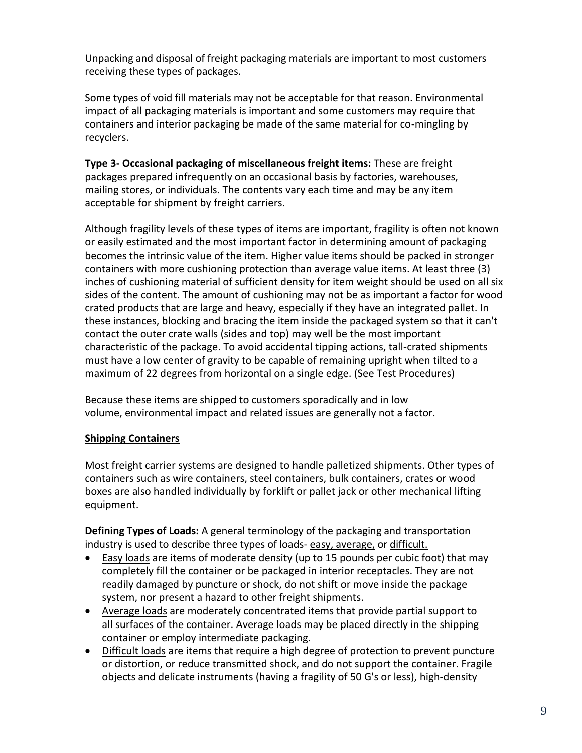Unpacking and disposal of freight packaging materials are important to most customers receiving these types of packages.

Some types of void fill materials may not be acceptable for that reason. Environmental impact of all packaging materials is important and some customers may require that containers and interior packaging be made of the same material for co-mingling by recyclers.

**Type 3- Occasional packaging of miscellaneous freight items:** These are freight packages prepared infrequently on an occasional basis by factories, warehouses, mailing stores, or individuals. The contents vary each time and may be any item acceptable for shipment by freight carriers.

Although fragility levels of these types of items are important, fragility is often not known or easily estimated and the most important factor in determining amount of packaging becomes the intrinsic value of the item. Higher value items should be packed in stronger containers with more cushioning protection than average value items. At least three (3) inches of cushioning material of sufficient density for item weight should be used on all six sides of the content. The amount of cushioning may not be as important a factor for wood crated products that are large and heavy, especially if they have an integrated pallet. In these instances, blocking and bracing the item inside the packaged system so that it can't contact the outer crate walls (sides and top) may well be the most important characteristic of the package. To avoid accidental tipping actions, tall-crated shipments must have a low center of gravity to be capable of remaining upright when tilted to a maximum of 22 degrees from horizontal on a single edge. (See Test Procedures)

Because these items are shipped to customers sporadically and in low volume, environmental impact and related issues are generally not a factor.

## Shipping Containers

Most freight carrier systems are designed to handle palletized shipments. Other types of containers such as wire containers, steel containers, bulk containers, crates or wood boxes are also handled individually by forklift or pallet jack or other mechanical lifting equipment.

**Defining Types of Loads:** A general terminology of the packaging and transportation industry is used to describe three types of loads- easy, average, or difficult.

- Easy loads are items of moderate density (up to 15 pounds per cubic foot) that may completely fill the container or be packaged in interior receptacles. They are not readily damaged by puncture or shock, do not shift or move inside the package system, nor present a hazard to other freight shipments.
- Average loads are moderately concentrated items that provide partial support to all surfaces of the container. Average loads may be placed directly in the shipping container or employ intermediate packaging.
- Difficult loads are items that require a high degree of protection to prevent puncture or distortion, or reduce transmitted shock, and do not support the container. Fragile objects and delicate instruments (having a fragility of 50 G's or less), high-density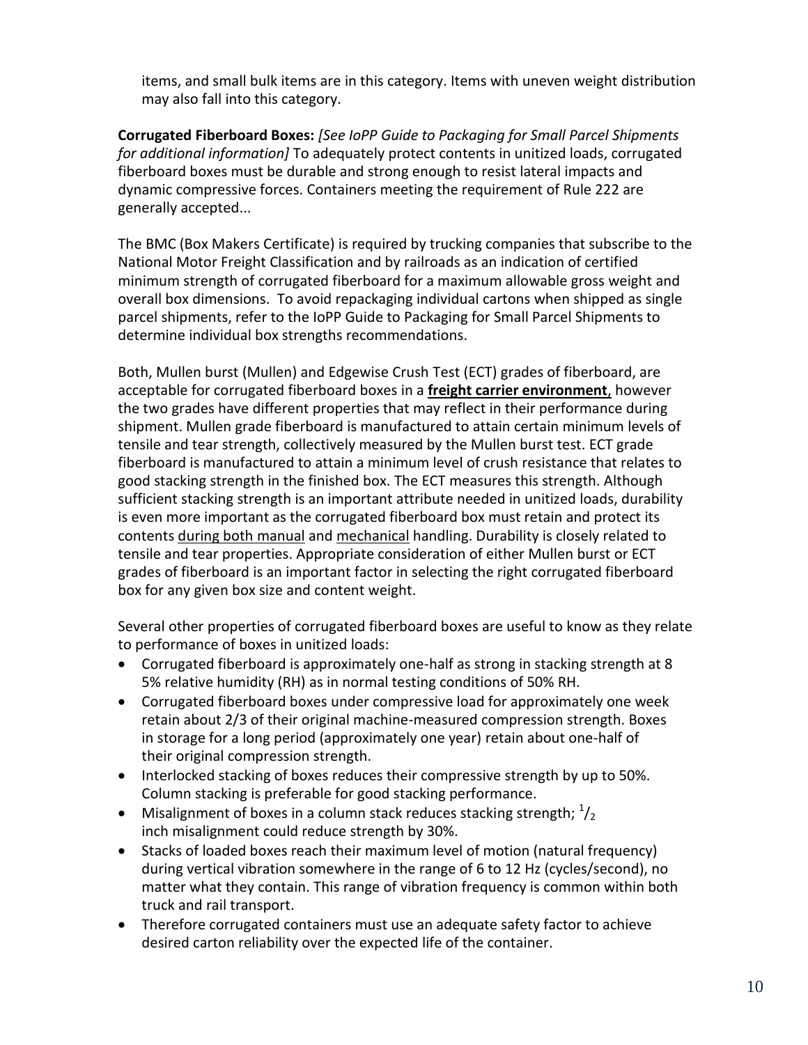items, and small bulk items are in this category. Items with uneven weight distribution may also fall into this category.

**Corrugated Fiberboard Boxes:** *[See IoPP Guide to Packaging for Small Parcel Shipments for additional information]* To adequately protect contents in unitized loads, corrugated fiberboard boxes must be durable and strong enough to resist lateral impacts and dynamic compressive forces. Containers meeting the requirement of Rule 222 are generally accepted...

The BMC (Box Makers Certificate) is required by trucking companies that subscribe to the National Motor Freight Classification and by railroads as an indication of certified minimum strength of corrugated fiberboard for a maximum allowable gross weight and overall box dimensions. To avoid repackaging individual cartons when shipped as single parcel shipments, refer to the IoPP Guide to Packaging for Small Parcel Shipments to determine individual box strengths recommendations.

Both, Mullen burst (Mullen) and Edgewise Crush Test (ECT) grades of fiberboard, are acceptable for corrugated fiberboard boxes in a **freight carrier environment**, however the two grades have different properties that may reflect in their performance during shipment. Mullen grade fiberboard is manufactured to attain certain minimum levels of tensile and tear strength, collectively measured by the Mullen burst test. ECT grade fiberboard is manufactured to attain a minimum level of crush resistance that relates to good stacking strength in the finished box. The ECT measures this strength. Although sufficient stacking strength is an important attribute needed in unitized loads, durability is even more important as the corrugated fiberboard box must retain and protect its contents during both manual and mechanical handling. Durability is closely related to tensile and tear properties. Appropriate consideration of either Mullen burst or ECT grades of fiberboard is an important factor in selecting the right corrugated fiberboard box for any given box size and content weight.

Several other properties of corrugated fiberboard boxes are useful to know as they relate to performance of boxes in unitized loads:

- Corrugated fiberboard is approximately one-half as strong in stacking strength at 8 5% relative humidity (RH) as in normal testing conditions of 50% RH.
- Corrugated fiberboard boxes under compressive load for approximately one week retain about 2/3 of their original machine-measured compression strength. Boxes in storage for a long period (approximately one year) retain about one-half of their original compression strength.
- Interlocked stacking of boxes reduces their compressive strength by up to 50%. Column stacking is preferable for good stacking performance.
- Misalignment of boxes in a column stack reduces stacking strength; $^{1}/_{2}$ inch misalignment could reduce strength by 30%.
- Stacks of loaded boxes reach their maximum level of motion (natural frequency) during vertical vibration somewhere in the range of 6 to 12 Hz (cycles/second), no matter what they contain. This range of vibration frequency is common within both truck and rail transport.
- Therefore corrugated containers must use an adequate safety factor to achieve desired carton reliability over the expected life of the container.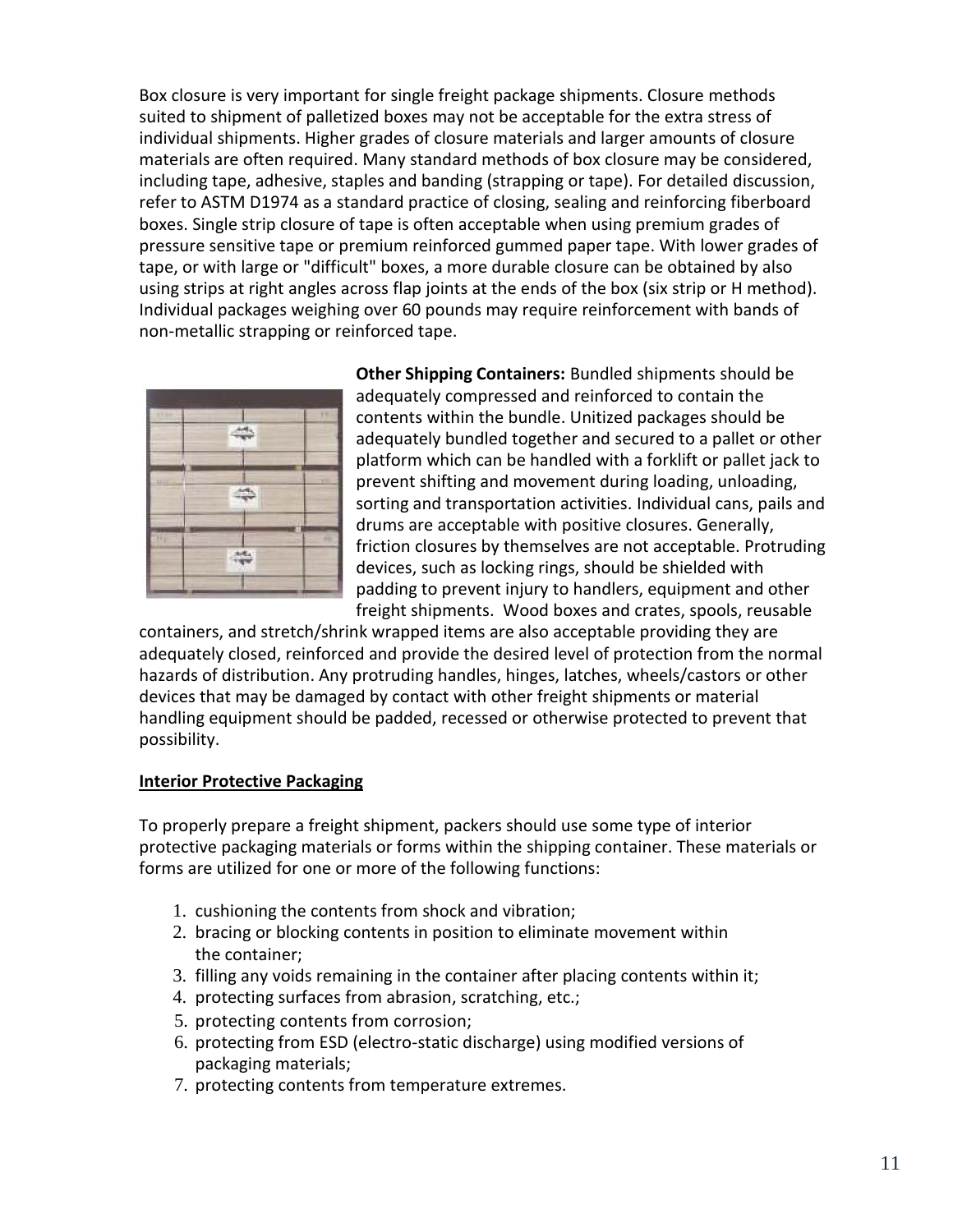Box closure is very important for single freight package shipments. Closure methods suited to shipment of palletized boxes may not be acceptable for the extra stress of individual shipments. Higher grades of closure materials and larger amounts of closure materials are often required. Many standard methods of box closure may be considered, including tape, adhesive, staples and banding (strapping or tape). For detailed discussion, refer to ASTM D1974 as a standard practice of closing, sealing and reinforcing fiberboard boxes. Single strip closure of tape is often acceptable when using premium grades of pressure sensitive tape or premium reinforced gummed paper tape. With lower grades of tape, or with large or "difficult" boxes, a more durable closure can be obtained by also using strips at right angles across flap joints at the ends of the box (six strip or H method). Individual packages weighing over 60 pounds may require reinforcement with bands of non-metallic strapping or reinforced tape.

**Other Shipping Containers:** Bundled shipments should be adequately compressed and reinforced to contain the contents within the bundle. Unitized packages should be adequately bundled together and secured to a pallet or other platform which can be handled with a forklift or pallet jack to prevent shifting and movement during loading, unloading, sorting and transportation activities. Individual cans, pails and drums are acceptable with positive closures. Generally, friction closures by themselves are not acceptable. Protruding devices, such as locking rings, should be shielded with padding to prevent injury to handlers, equipment and other freight shipments. Wood boxes and crates, spools, reusable containers, and stretch/shrink wrapped items are also acceptable providing they are adequately closed, reinforced and provide the desired level of protection from the normal hazards of distribution. Any protruding handles, hinges, latches, wheels/castors or other devices that may be damaged by contact with other freight shipments or material handling equipment should be padded, recessed or otherwise protected to prevent that possibility.

## Interior Protective Packaging

To properly prepare a freight shipment, packers should use some type of interior protective packaging materials or forms within the shipping container. These materials or forms are utilized for one or more of the following functions:

1. cushioning the contents from shock and vibration;
2. bracing or blocking contents in position to eliminate movement within the container;
3. filling any voids remaining in the container after placing contents within it;
4. protecting surfaces from abrasion, scratching, etc.;
5. protecting contents from corrosion;
6. protecting from ESD (electro-static discharge) using modified versions of packaging materials;
7. protecting contents from temperature extremes.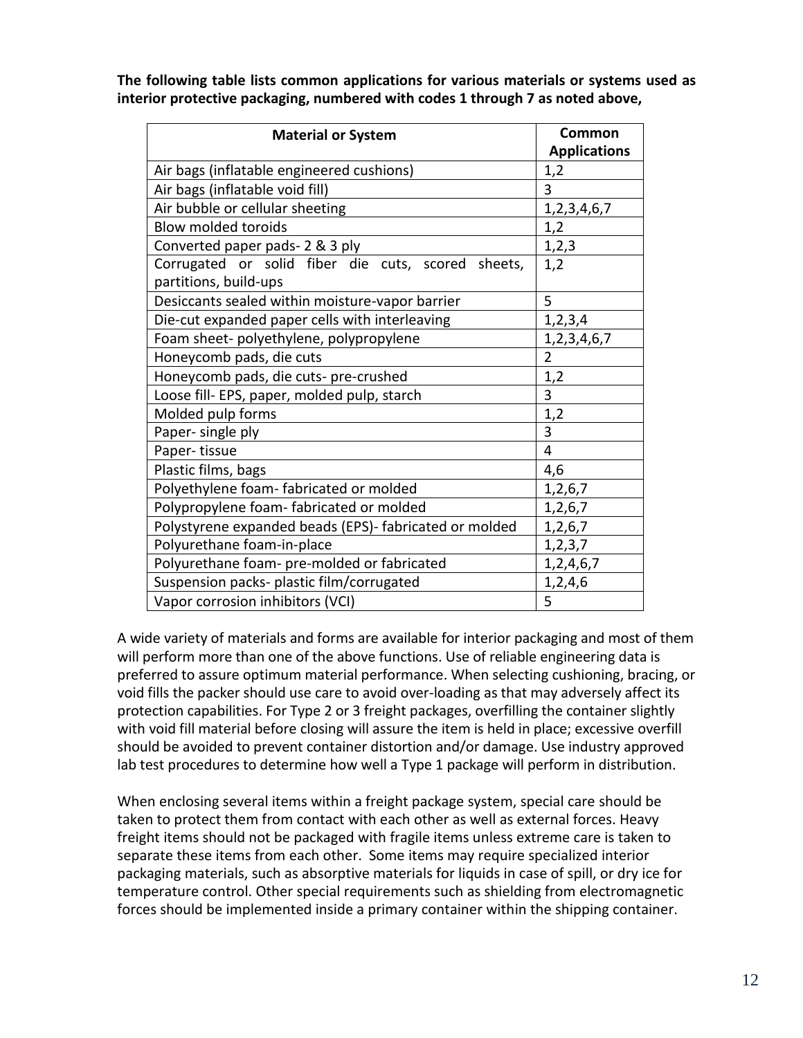**The following table lists common applications for various materials or systems used as interior protective packaging, numbered with codes 1 through 7 as noted above,**

| Material or System | Common Applications |
|---|---|
| Air bags (inflatable engineered cushions) | 1,2 |
| Air bags (inflatable void fill) | 3 |
| Air bubble or cellular sheeting | 1,2,3,4,6,7 |
| Blow molded toroids | 1,2 |
| Converted paper pads- 2 & 3 ply | 1,2,3 |
| Corrugated or solid fiber die cuts, scored sheets, partitions, build-ups | 1,2 |
| Desiccants sealed within moisture-vapor barrier | 5 |
| Die-cut expanded paper cells with interleaving | 1,2,3,4 |
| Foam sheet- polyethylene, polypropylene | 1,2,3,4,6,7 |
| Honeycomb pads, die cuts | 2 |
| Honeycomb pads, die cuts- pre-crushed | 1,2 |
| Loose fill- EPS, paper, molded pulp, starch | 3 |
| Molded pulp forms | 1,2 |
| Paper- single ply | 3 |
| Paper- tissue | 4 |
| Plastic films, bags | 4,6 |
| Polyethylene foam- fabricated or molded | 1,2,6,7 |
| Polypropylene foam- fabricated or molded | 1,2,6,7 |
| Polystyrene expanded beads (EPS)- fabricated or molded | 1,2,6,7 |
| Polyurethane foam-in-place | 1,2,3,7 |
| Polyurethane foam- pre-molded or fabricated | 1,2,4,6,7 |
| Suspension packs- plastic film/corrugated | 1,2,4,6 |
| Vapor corrosion inhibitors (VCI) | 5 |

A wide variety of materials and forms are available for interior packaging and most of them will perform more than one of the above functions. Use of reliable engineering data is preferred to assure optimum material performance. When selecting cushioning, bracing, or void fills the packer should use care to avoid over-loading as that may adversely affect its protection capabilities. For Type 2 or 3 freight packages, overfilling the container slightly with void fill material before closing will assure the item is held in place; excessive overfill should be avoided to prevent container distortion and/or damage. Use industry approved lab test procedures to determine how well a Type 1 package will perform in distribution.

When enclosing several items within a freight package system, special care should be taken to protect them from contact with each other as well as external forces. Heavy freight items should not be packaged with fragile items unless extreme care is taken to separate these items from each other. Some items may require specialized interior packaging materials, such as absorptive materials for liquids in case of spill, or dry ice for temperature control. Other special requirements such as shielding from electromagnetic forces should be implemented inside a primary container within the shipping container.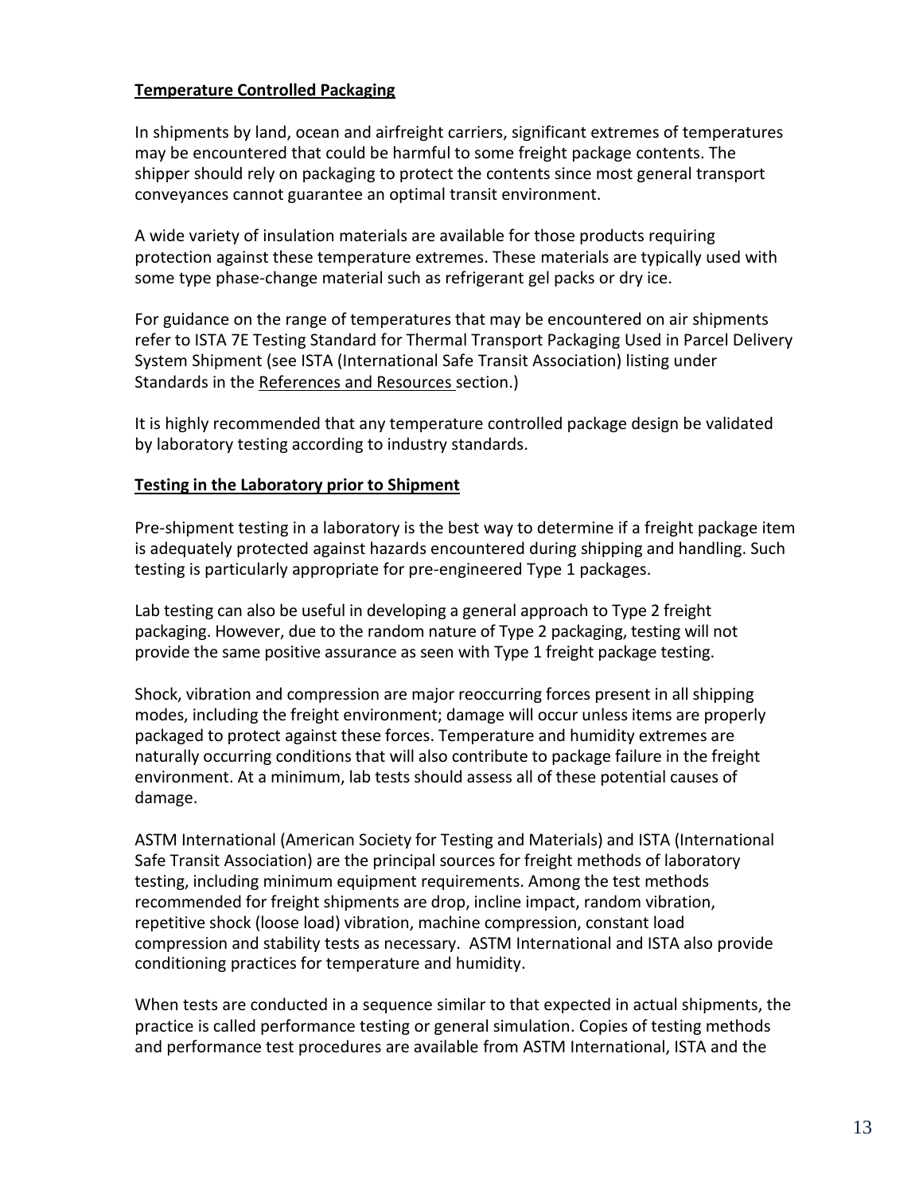**Temperature Controlled Packaging**

In shipments by land, ocean and airfreight carriers, significant extremes of temperatures may be encountered that could be harmful to some freight package contents. The shipper should rely on packaging to protect the contents since most general transport conveyances cannot guarantee an optimal transit environment.

A wide variety of insulation materials are available for those products requiring protection against these temperature extremes. These materials are typically used with some type phase-change material such as refrigerant gel packs or dry ice.

For guidance on the range of temperatures that may be encountered on air shipments refer to ISTA 7E Testing Standard for Thermal Transport Packaging Used in Parcel Delivery System Shipment (see ISTA (International Safe Transit Association) listing under Standards in the References and Resources section.)

It is highly recommended that any temperature controlled package design be validated by laboratory testing according to industry standards.

**Testing in the Laboratory prior to Shipment**

Pre-shipment testing in a laboratory is the best way to determine if a freight package item is adequately protected against hazards encountered during shipping and handling. Such testing is particularly appropriate for pre-engineered Type 1 packages.

Lab testing can also be useful in developing a general approach to Type 2 freight packaging. However, due to the random nature of Type 2 packaging, testing will not provide the same positive assurance as seen with Type 1 freight package testing.

Shock, vibration and compression are major reoccurring forces present in all shipping modes, including the freight environment; damage will occur unless items are properly packaged to protect against these forces. Temperature and humidity extremes are naturally occurring conditions that will also contribute to package failure in the freight environment. At a minimum, lab tests should assess all of these potential causes of damage.

ASTM International (American Society for Testing and Materials) and ISTA (International Safe Transit Association) are the principal sources for freight methods of laboratory testing, including minimum equipment requirements. Among the test methods recommended for freight shipments are drop, incline impact, random vibration, repetitive shock (loose load) vibration, machine compression, constant load compression and stability tests as necessary. ASTM International and ISTA also provide conditioning practices for temperature and humidity.

When tests are conducted in a sequence similar to that expected in actual shipments, the practice is called performance testing or general simulation. Copies of testing methods and performance test procedures are available from ASTM International, ISTA and the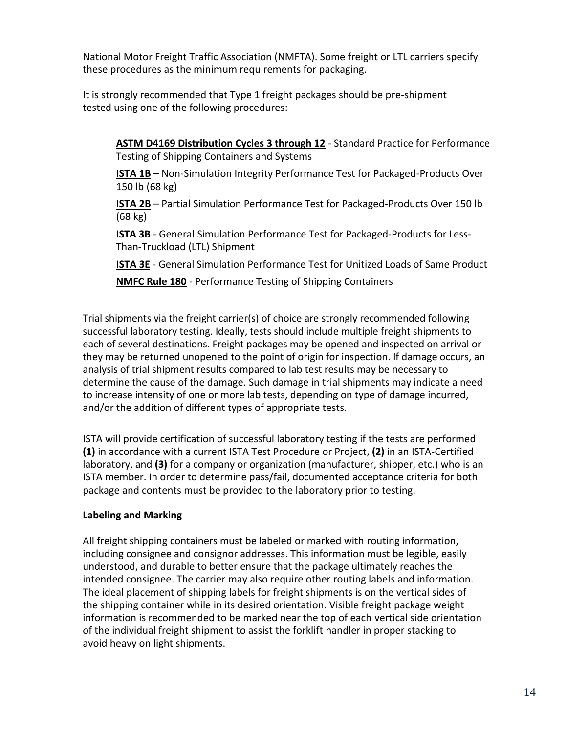National Motor Freight Traffic Association (NMFTA). Some freight or LTL carriers specify these procedures as the minimum requirements for packaging.

It is strongly recommended that Type 1 freight packages should be pre-shipment tested using one of the following procedures:

**ASTM D4169 Distribution Cycles 3 through 12** - Standard Practice for Performance Testing of Shipping Containers and Systems

**ISTA 1B** – Non-Simulation Integrity Performance Test for Packaged-Products Over 150 lb (68 kg)

**ISTA 2B** – Partial Simulation Performance Test for Packaged-Products Over 150 lb (68 kg)

**ISTA 3B** - General Simulation Performance Test for Packaged-Products for Less-Than-Truckload (LTL) Shipment

**ISTA 3E** - General Simulation Performance Test for Unitized Loads of Same Product

**NMFC Rule 180** - Performance Testing of Shipping Containers

Trial shipments via the freight carrier(s) of choice are strongly recommended following successful laboratory testing. Ideally, tests should include multiple freight shipments to each of several destinations. Freight packages may be opened and inspected on arrival or they may be returned unopened to the point of origin for inspection. If damage occurs, an analysis of trial shipment results compared to lab test results may be necessary to determine the cause of the damage. Such damage in trial shipments may indicate a need to increase intensity of one or more lab tests, depending on type of damage incurred, and/or the addition of different types of appropriate tests.

ISTA will provide certification of successful laboratory testing if the tests are performed **(1)** in accordance with a current ISTA Test Procedure or Project, **(2)** in an ISTA-Certified laboratory, and **(3)** for a company or organization (manufacturer, shipper, etc.) who is an ISTA member. In order to determine pass/fail, documented acceptance criteria for both package and contents must be provided to the laboratory prior to testing.

**Labeling and Marking**

All freight shipping containers must be labeled or marked with routing information, including consignee and consignor addresses. This information must be legible, easily understood, and durable to better ensure that the package ultimately reaches the intended consignee. The carrier may also require other routing labels and information. The ideal placement of shipping labels for freight shipments is on the vertical sides of the shipping container while in its desired orientation. Visible freight package weight information is recommended to be marked near the top of each vertical side orientation of the individual freight shipment to assist the forklift handler in proper stacking to avoid heavy on light shipments.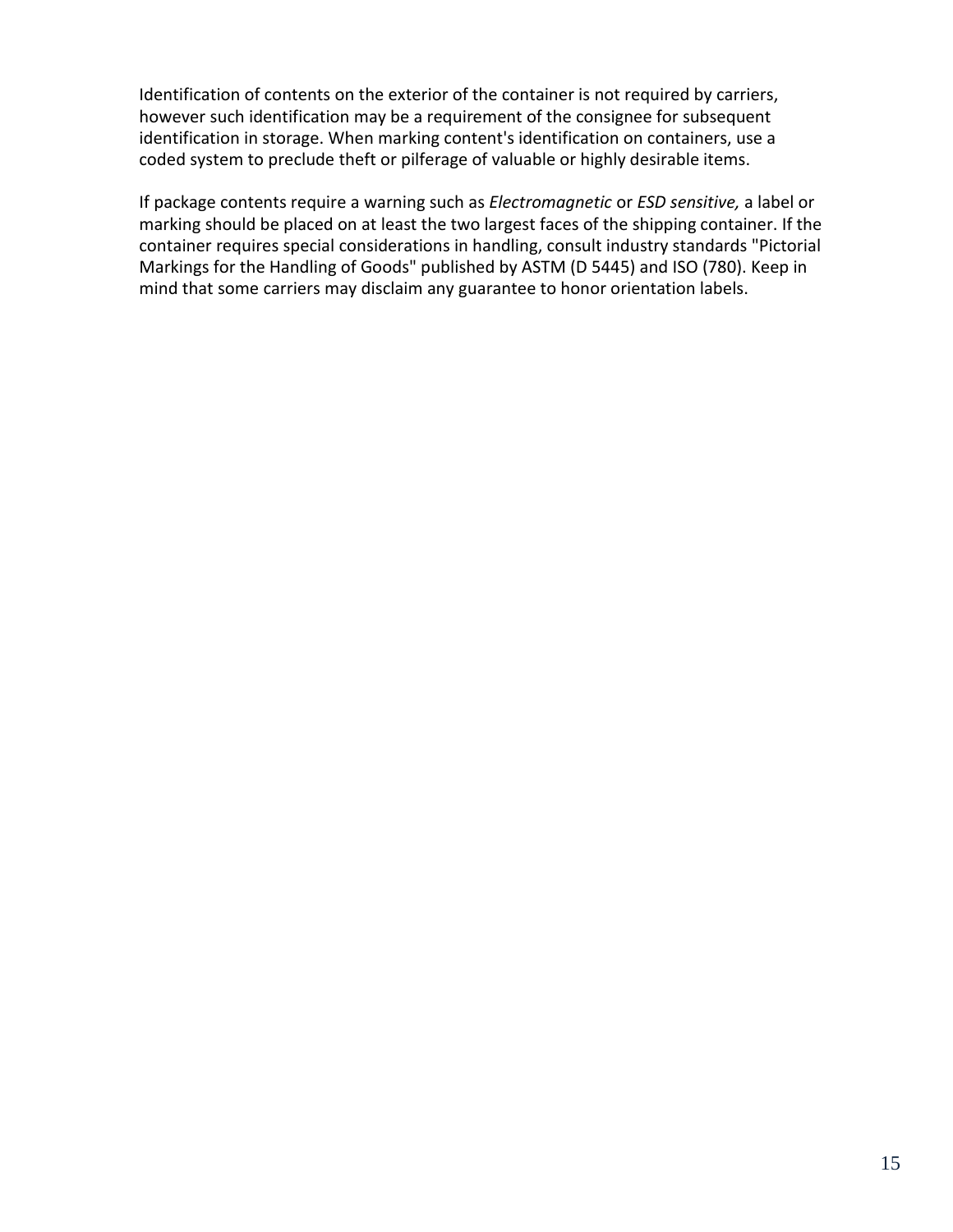Identification of contents on the exterior of the container is not required by carriers, however such identification may be a requirement of the consignee for subsequent identification in storage. When marking content's identification on containers, use a coded system to preclude theft or pilferage of valuable or highly desirable items.

If package contents require a warning such as *Electromagnetic* or *ESD sensitive,* a label or marking should be placed on at least the two largest faces of the shipping container. If the container requires special considerations in handling, consult industry standards "Pictorial Markings for the Handling of Goods" published by ASTM (D 5445) and ISO (780). Keep in mind that some carriers may disclaim any guarantee to honor orientation labels.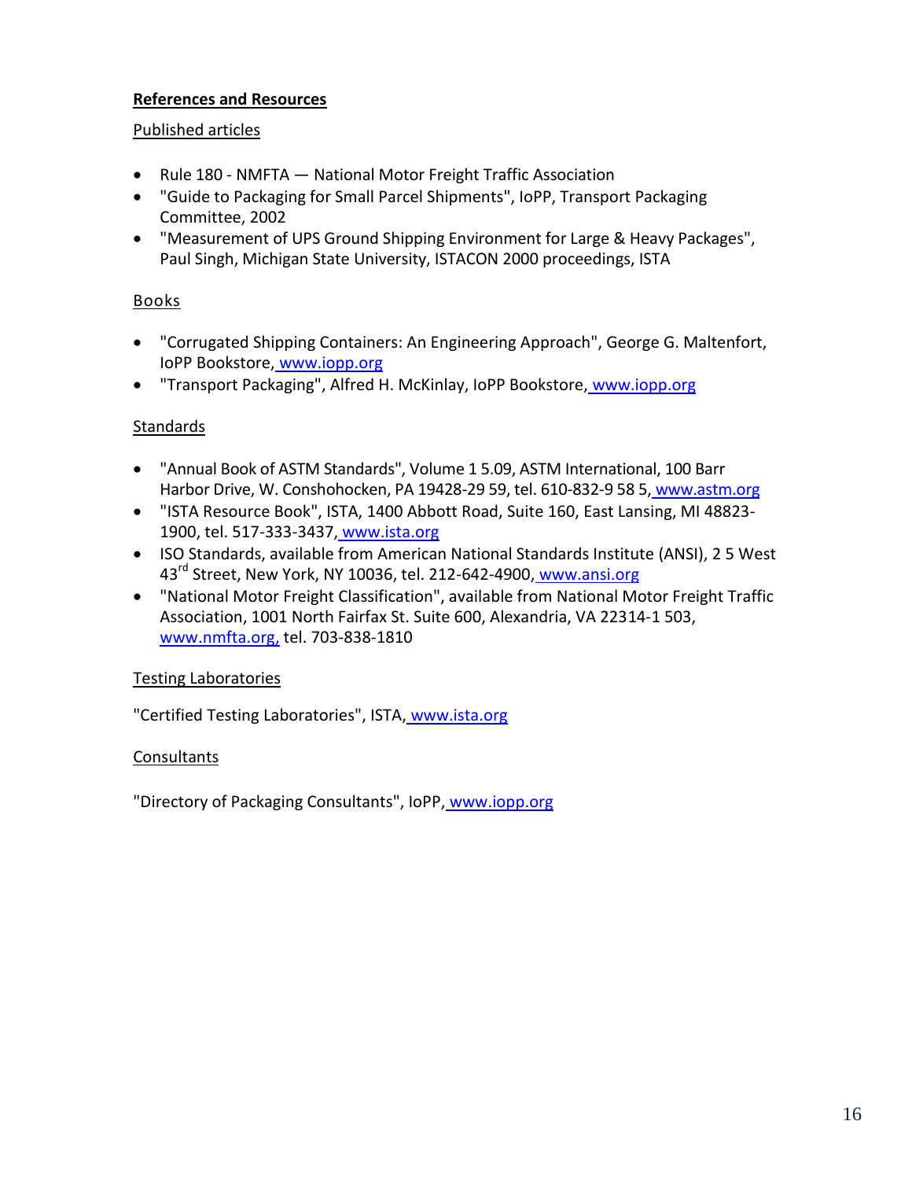## References and Resources

### Published articles

- Rule 180 - NMFTA — National Motor Freight Traffic Association
- "Guide to Packaging for Small Parcel Shipments", IoPP, Transport Packaging Committee, 2002
- "Measurement of UPS Ground Shipping Environment for Large & Heavy Packages", Paul Singh, Michigan State University, ISTACON 2000 proceedings, ISTA

### Books

- "Corrugated Shipping Containers: An Engineering Approach", George G. Maltenfort, IoPP Bookstore, www.iopp.org
- "Transport Packaging", Alfred H. McKinlay, IoPP Bookstore, www.iopp.org

### Standards

- "Annual Book of ASTM Standards", Volume 1 5.09, ASTM International, 100 Barr Harbor Drive, W. Conshohocken, PA 19428-29 59, tel. 610-832-9 58 5, www.astm.org
- "ISTA Resource Book", ISTA, 1400 Abbott Road, Suite 160, East Lansing, MI 48823-1900, tel. 517-333-3437, www.ista.org
- ISO Standards, available from American National Standards Institute (ANSI), 2 5 West 43rd Street, New York, NY 10036, tel. 212-642-4900, www.ansi.org
- "National Motor Freight Classification", available from National Motor Freight Traffic Association, 1001 North Fairfax St. Suite 600, Alexandria, VA 22314-1 503, www.nmfta.org, tel. 703-838-1810

### Testing Laboratories

"Certified Testing Laboratories", ISTA, www.ista.org

### Consultants

"Directory of Packaging Consultants", IoPP, www.iopp.org